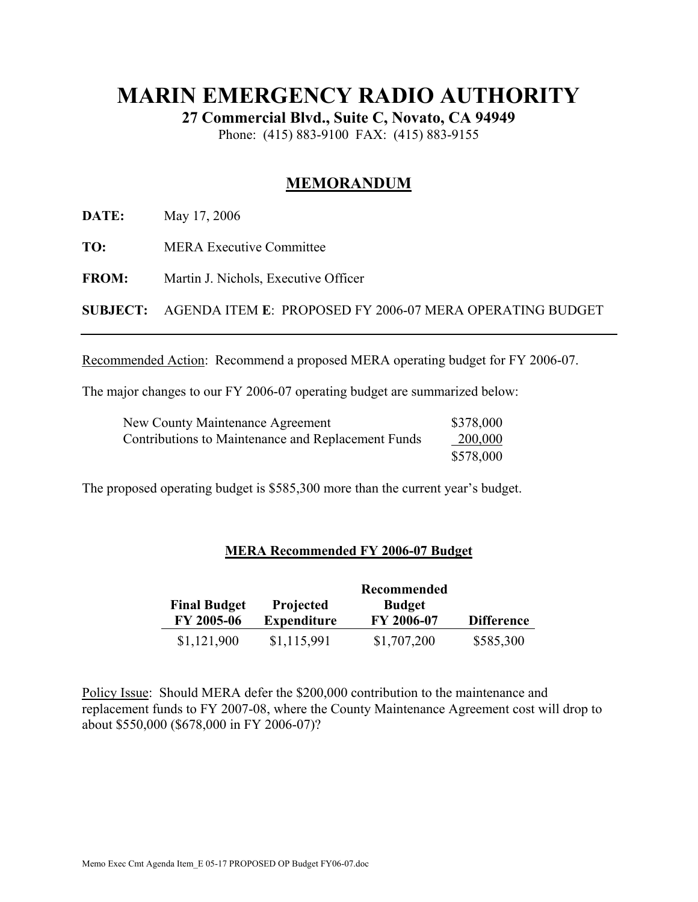# MARIN EMERGENCY RADIO AUTHORITY

**27 Commercial Blvd., Suite C, Novato, CA 94949**

Phone: (415) 883-9100 FAX: (415) 883-9155

## MEMORANDUM

**DATE:** May 17, 2006

**TO:** MERA Executive Committee

**FROM:** Martin J. Nichols, Executive Officer

**SUBJECT:** AGENDA ITEM **E**: PROPOSED FY 2006-07 MERA OPERATING BUDGET

---

Recommended Action: Recommend a proposed MERA operating budget for FY 2006-07.

The major changes to our FY 2006-07 operating budget are summarized below:

| | |
|---|---|
| New County Maintenance Agreement | $378,000 |
| Contributions to Maintenance and Replacement Funds | 200,000 |
| | $578,000 |

The proposed operating budget is $585,300 more than the current year's budget.

**MERA Recommended FY 2006-07 Budget**

| Final Budget FY 2005-06 | Projected Expenditure | Recommended Budget FY 2006-07 | Difference |
|---|---|---|---|
| $1,121,900 | $1,115,991 | $1,707,200 | $585,300 |

Policy Issue: Should MERA defer the $200,000 contribution to the maintenance and replacement funds to FY 2007-08, where the County Maintenance Agreement cost will drop to about $550,000 ($678,000 in FY 2006-07)?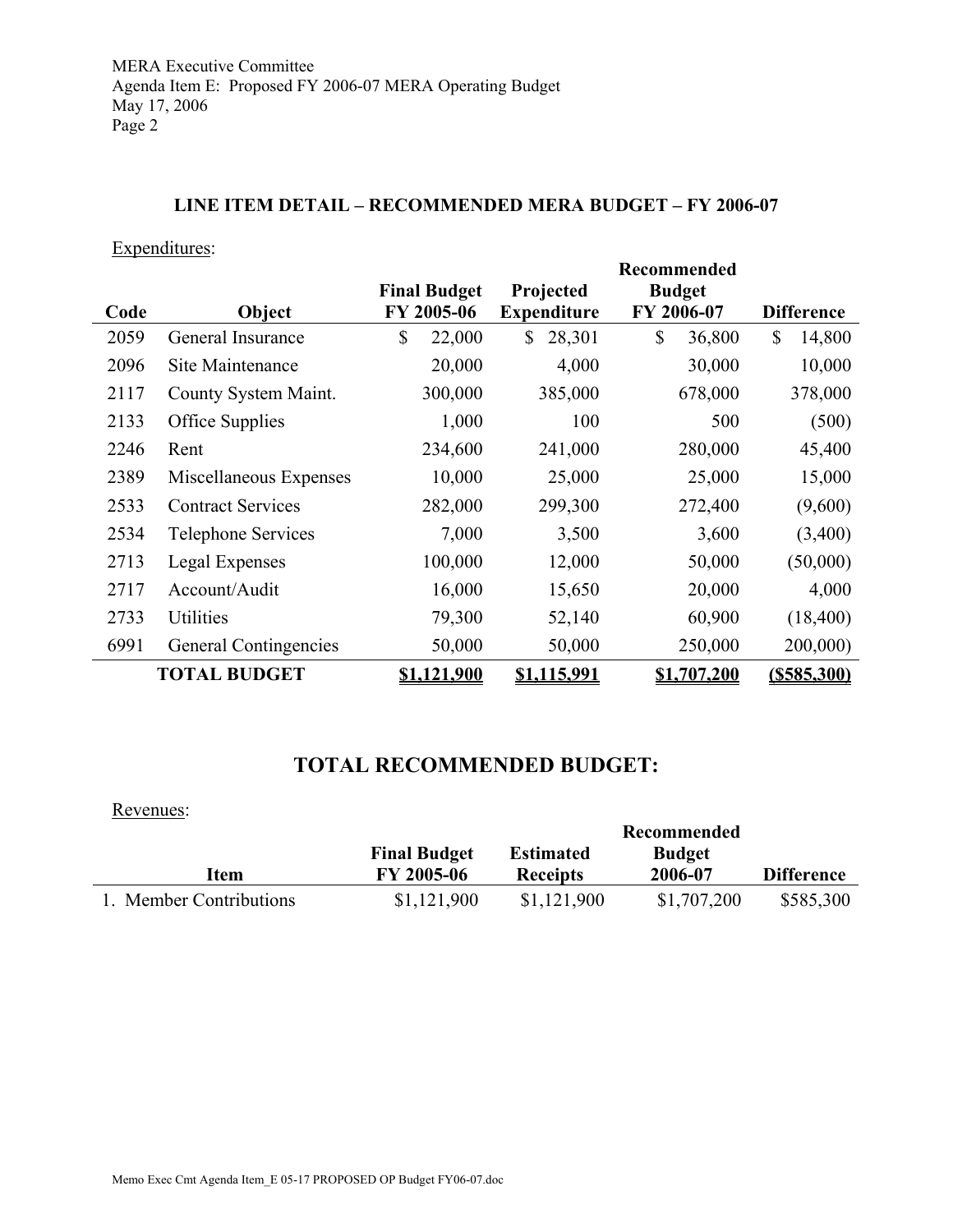MERA Executive Committee
Agenda Item E: Proposed FY 2006-07 MERA Operating Budget
May 17, 2006

### LINE ITEM DETAIL – RECOMMENDED MERA BUDGET – FY 2006-07

Expenditures:

| Code | Object | Final Budget FY 2005-06 | Projected Expenditure | Recommended Budget FY 2006-07 | Difference |
|---|---|---|---|---|---|
| 2059 | General Insurance | $ 22,000 | $ 28,301 | $ 36,800 | $ 14,800 |
| 2096 | Site Maintenance | 20,000 | 4,000 | 30,000 | 10,000 |
| 2117 | County System Maint. | 300,000 | 385,000 | 678,000 | 378,000 |
| 2133 | Office Supplies | 1,000 | 100 | 500 | (500) |
| 2246 | Rent | 234,600 | 241,000 | 280,000 | 45,400 |
| 2389 | Miscellaneous Expenses | 10,000 | 25,000 | 25,000 | 15,000 |
| 2533 | Contract Services | 282,000 | 299,300 | 272,400 | (9,600) |
| 2534 | Telephone Services | 7,000 | 3,500 | 3,600 | (3,400) |
| 2713 | Legal Expenses | 100,000 | 12,000 | 50,000 | (50,000) |
| 2717 | Account/Audit | 16,000 | 15,650 | 20,000 | 4,000 |
| 2733 | Utilities | 79,300 | 52,140 | 60,900 | (18,400) |
| 6991 | General Contingencies | 50,000 | 50,000 | 250,000 | 200,000) |
| | **TOTAL BUDGET** | **$1,121,900** | **$1,115,991** | **$1,707,200** | **($585,300)** |

## TOTAL RECOMMENDED BUDGET:

Revenues:

| Item | Final Budget FY 2005-06 | Estimated Receipts | Recommended Budget 2006-07 | Difference |
|---|---|---|---|---|
| 1. Member Contributions | $1,121,900 | $1,121,900 | $1,707,200 | $585,300 |

Memo Exec Cmt Agenda Item_E 05-17 PROPOSED OP Budget FY06-07.doc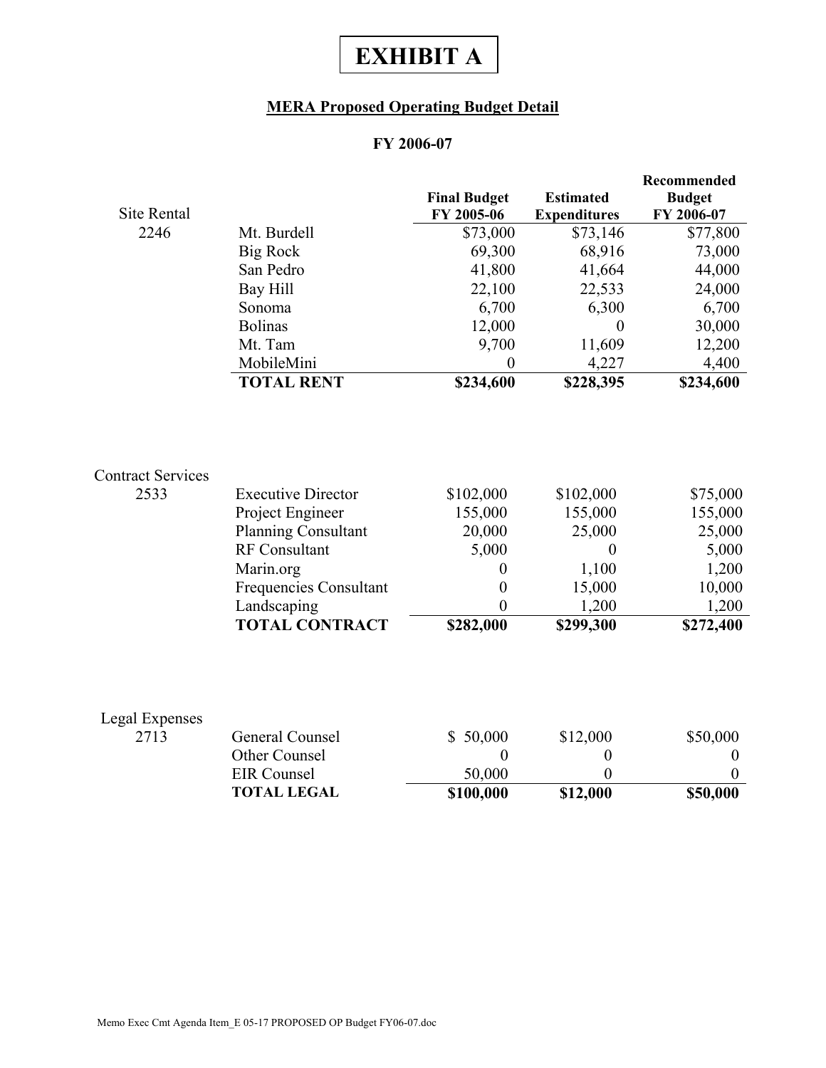# EXHIBIT A

## MERA Proposed Operating Budget Detail

### FY 2006-07

| Site Rental | | Final Budget FY 2005-06 | Estimated Expenditures | Recommended Budget FY 2006-07 |
|---|---|---|---|---|
| 2246 | Mt. Burdell | $73,000 | $73,146 | $77,800 |
| | Big Rock | 69,300 | 68,916 | 73,000 |
| | San Pedro | 41,800 | 41,664 | 44,000 |
| | Bay Hill | 22,100 | 22,533 | 24,000 |
| | Sonoma | 6,700 | 6,300 | 6,700 |
| | Bolinas | 12,000 | 0 | 30,000 |
| | Mt. Tam | 9,700 | 11,609 | 12,200 |
| | MobileMini | 0 | 4,227 | 4,400 |
| | **TOTAL RENT** | **$234,600** | **$228,395** | **$234,600** |

| Contract Services | | | | |
|---|---|---|---|---|
| 2533 | Executive Director | $102,000 | $102,000 | $75,000 |
| | Project Engineer | 155,000 | 155,000 | 155,000 |
| | Planning Consultant | 20,000 | 25,000 | 25,000 |
| | RF Consultant | 5,000 | 0 | 5,000 |
| | Marin.org | 0 | 1,100 | 1,200 |
| | Frequencies Consultant | 0 | 15,000 | 10,000 |
| | Landscaping | 0 | 1,200 | 1,200 |
| | **TOTAL CONTRACT** | **$282,000** | **$299,300** | **$272,400** |

| Legal Expenses | | | | |
|---|---|---|---|---|
| 2713 | General Counsel | $ 50,000 | $12,000 | $50,000 |
| | Other Counsel | 0 | 0 | 0 |
| | EIR Counsel | 50,000 | 0 | 0 |
| | **TOTAL LEGAL** | **$100,000** | **$12,000** | **$50,000** |

Memo Exec Cmt Agenda Item_E 05-17 PROPOSED OP Budget FY06-07.doc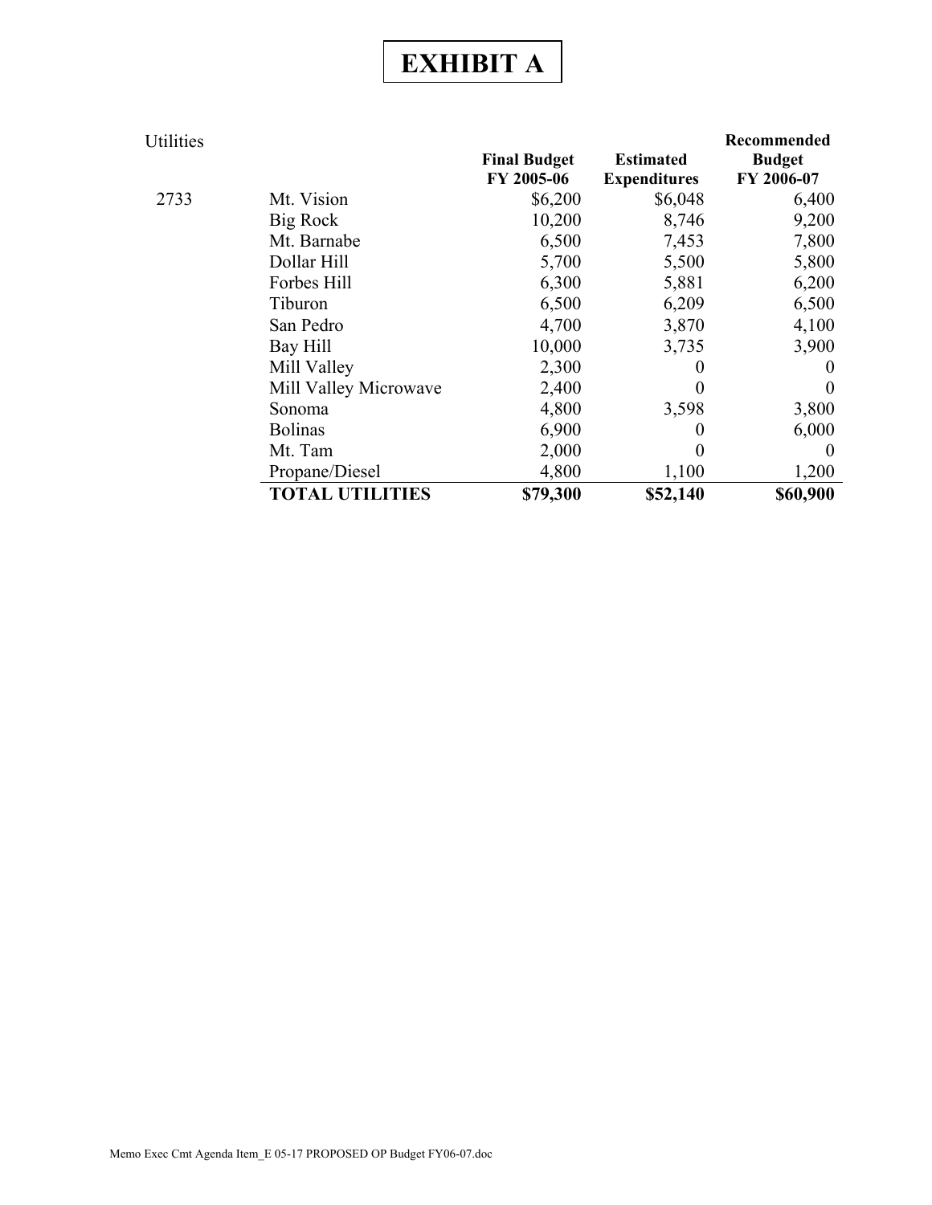# EXHIBIT A

| Utilities | | Final Budget FY 2005-06 | Estimated Expenditures | Recommended Budget FY 2006-07 |
|---|---|---|---|---|
| 2733 | Mt. Vision | $6,200 | $6,048 | 6,400 |
| | Big Rock | 10,200 | 8,746 | 9,200 |
| | Mt. Barnabe | 6,500 | 7,453 | 7,800 |
| | Dollar Hill | 5,700 | 5,500 | 5,800 |
| | Forbes Hill | 6,300 | 5,881 | 6,200 |
| | Tiburon | 6,500 | 6,209 | 6,500 |
| | San Pedro | 4,700 | 3,870 | 4,100 |
| | Bay Hill | 10,000 | 3,735 | 3,900 |
| | Mill Valley | 2,300 | 0 | 0 |
| | Mill Valley Microwave | 2,400 | 0 | 0 |
| | Sonoma | 4,800 | 3,598 | 3,800 |
| | Bolinas | 6,900 | 0 | 6,000 |
| | Mt. Tam | 2,000 | 0 | 0 |
| | Propane/Diesel | 4,800 | 1,100 | 1,200 |
| | **TOTAL UTILITIES** | **$79,300** | **$52,140** | **$60,900** |

Memo Exec Cmt Agenda Item_E 05-17 PROPOSED OP Budget FY06-07.doc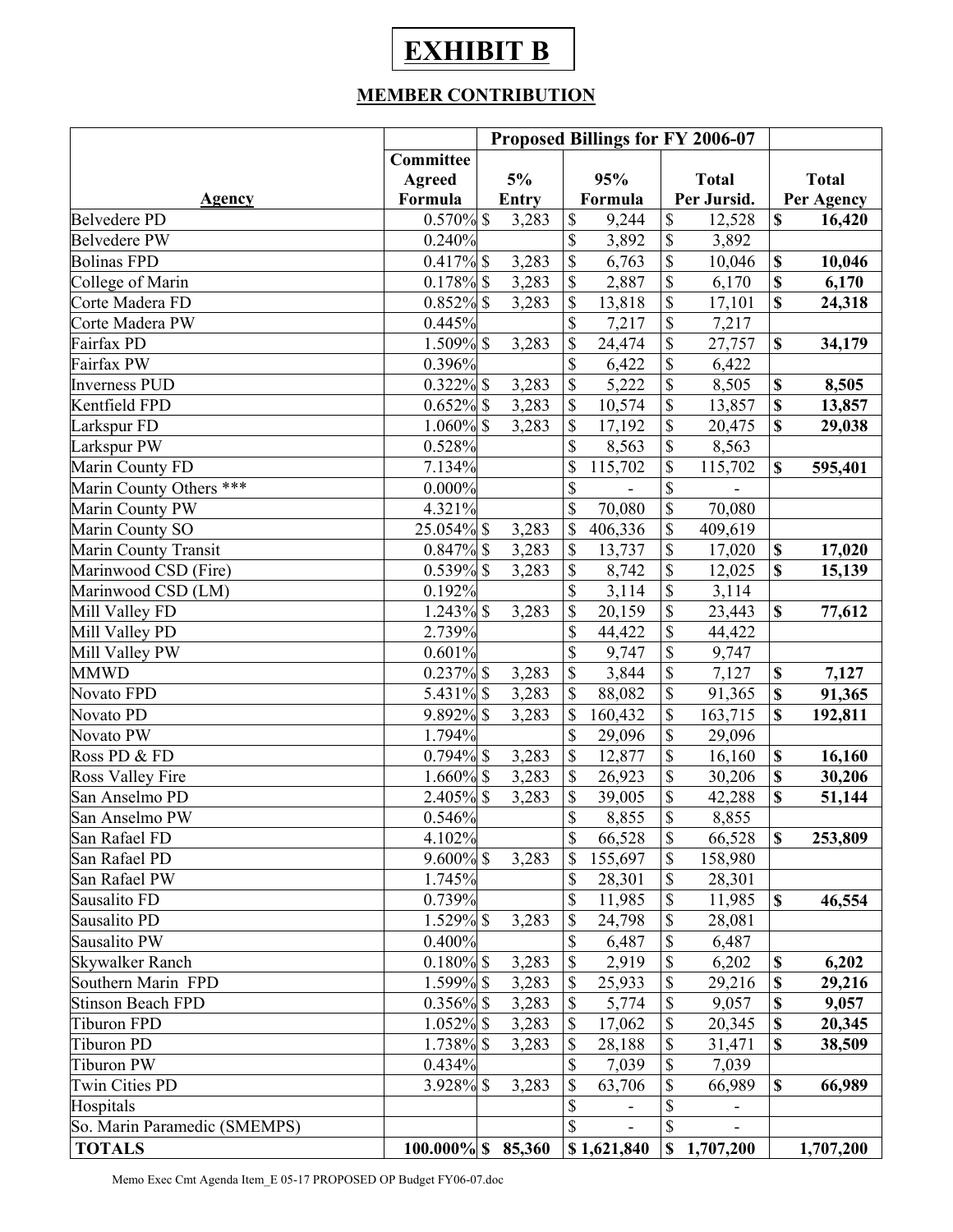# EXHIBIT B

## MEMBER CONTRIBUTION

| | Proposed Billings for FY 2006-07 | | | | |
|---|---|---|---|---|---|
| **Agency** | **Committee Agreed Formula** | **5% Entry** | **95% Formula** | **Total Per Jursid.** | **Total Per Agency** |
| Belvedere PD | 0.570% | $ 3,283 | $ 9,244 | $ 12,528 | **$ 16,420** |
| Belvedere PW | 0.240% | | $ 3,892 | $ 3,892 | |
| Bolinas FPD | 0.417% | $ 3,283 | $ 6,763 | $ 10,046 | **$ 10,046** |
| College of Marin | 0.178% | $ 3,283 | $ 2,887 | $ 6,170 | **$ 6,170** |
| Corte Madera FD | 0.852% | $ 3,283 | $ 13,818 | $ 17,101 | **$ 24,318** |
| Corte Madera PW | 0.445% | | $ 7,217 | $ 7,217 | |
| Fairfax PD | 1.509% | $ 3,283 | $ 24,474 | $ 27,757 | **$ 34,179** |
| Fairfax PW | 0.396% | | $ 6,422 | $ 6,422 | |
| Inverness PUD | 0.322% | $ 3,283 | $ 5,222 | $ 8,505 | **$ 8,505** |
| Kentfield FPD | 0.652% | $ 3,283 | $ 10,574 | $ 13,857 | **$ 13,857** |
| Larkspur FD | 1.060% | $ 3,283 | $ 17,192 | $ 20,475 | **$ 29,038** |
| Larkspur PW | 0.528% | | $ 8,563 | $ 8,563 | |
| Marin County FD | 7.134% | | $ 115,702 | $ 115,702 | **$ 595,401** |
| Marin County Others *** | 0.000% | | $ - | $ - | |
| Marin County PW | 4.321% | | $ 70,080 | $ 70,080 | |
| Marin County SO | 25.054% | $ 3,283 | $ 406,336 | $ 409,619 | |
| Marin County Transit | 0.847% | $ 3,283 | $ 13,737 | $ 17,020 | **$ 17,020** |
| Marinwood CSD (Fire) | 0.539% | $ 3,283 | $ 8,742 | $ 12,025 | **$ 15,139** |
| Marinwood CSD (LM) | 0.192% | | $ 3,114 | $ 3,114 | |
| Mill Valley FD | 1.243% | $ 3,283 | $ 20,159 | $ 23,443 | **$ 77,612** |
| Mill Valley PD | 2.739% | | $ 44,422 | $ 44,422 | |
| Mill Valley PW | 0.601% | | $ 9,747 | $ 9,747 | |
| MMWD | 0.237% | $ 3,283 | $ 3,844 | $ 7,127 | **$ 7,127** |
| Novato FPD | 5.431% | $ 3,283 | $ 88,082 | $ 91,365 | **$ 91,365** |
| Novato PD | 9.892% | $ 3,283 | $ 160,432 | $ 163,715 | **$ 192,811** |
| Novato PW | 1.794% | | $ 29,096 | $ 29,096 | |
| Ross PD & FD | 0.794% | $ 3,283 | $ 12,877 | $ 16,160 | **$ 16,160** |
| Ross Valley Fire | 1.660% | $ 3,283 | $ 26,923 | $ 30,206 | **$ 30,206** |
| San Anselmo PD | 2.405% | $ 3,283 | $ 39,005 | $ 42,288 | **$ 51,144** |
| San Anselmo PW | 0.546% | | $ 8,855 | $ 8,855 | |
| San Rafael FD | 4.102% | | $ 66,528 | $ 66,528 | **$ 253,809** |
| San Rafael PD | 9.600% | $ 3,283 | $ 155,697 | $ 158,980 | |
| San Rafael PW | 1.745% | | $ 28,301 | $ 28,301 | |
| Sausalito FD | 0.739% | | $ 11,985 | $ 11,985 | **$ 46,554** |
| Sausalito PD | 1.529% | $ 3,283 | $ 24,798 | $ 28,081 | |
| Sausalito PW | 0.400% | | $ 6,487 | $ 6,487 | |
| Skywalker Ranch | 0.180% | $ 3,283 | $ 2,919 | $ 6,202 | **$ 6,202** |
| Southern Marin FPD | 1.599% | $ 3,283 | $ 25,933 | $ 29,216 | **$ 29,216** |
| Stinson Beach FPD | 0.356% | $ 3,283 | $ 5,774 | $ 9,057 | **$ 9,057** |
| Tiburon FPD | 1.052% | $ 3,283 | $ 17,062 | $ 20,345 | **$ 20,345** |
| Tiburon PD | 1.738% | $ 3,283 | $ 28,188 | $ 31,471 | **$ 38,509** |
| Tiburon PW | 0.434% | | $ 7,039 | $ 7,039 | |
| Twin Cities PD | 3.928% | $ 3,283 | $ 63,706 | $ 66,989 | **$ 66,989** |
| Hospitals | | | $ - | $ - | |
| So. Marin Paramedic (SMEMPS) | | | $ - | $ - | |
| **TOTALS** | **100.000%** | **$ 85,360** | **$ 1,621,840** | **$ 1,707,200** | **1,707,200** |

Memo Exec Cmt Agenda Item_E 05-17 PROPOSED OP Budget FY06-07.doc